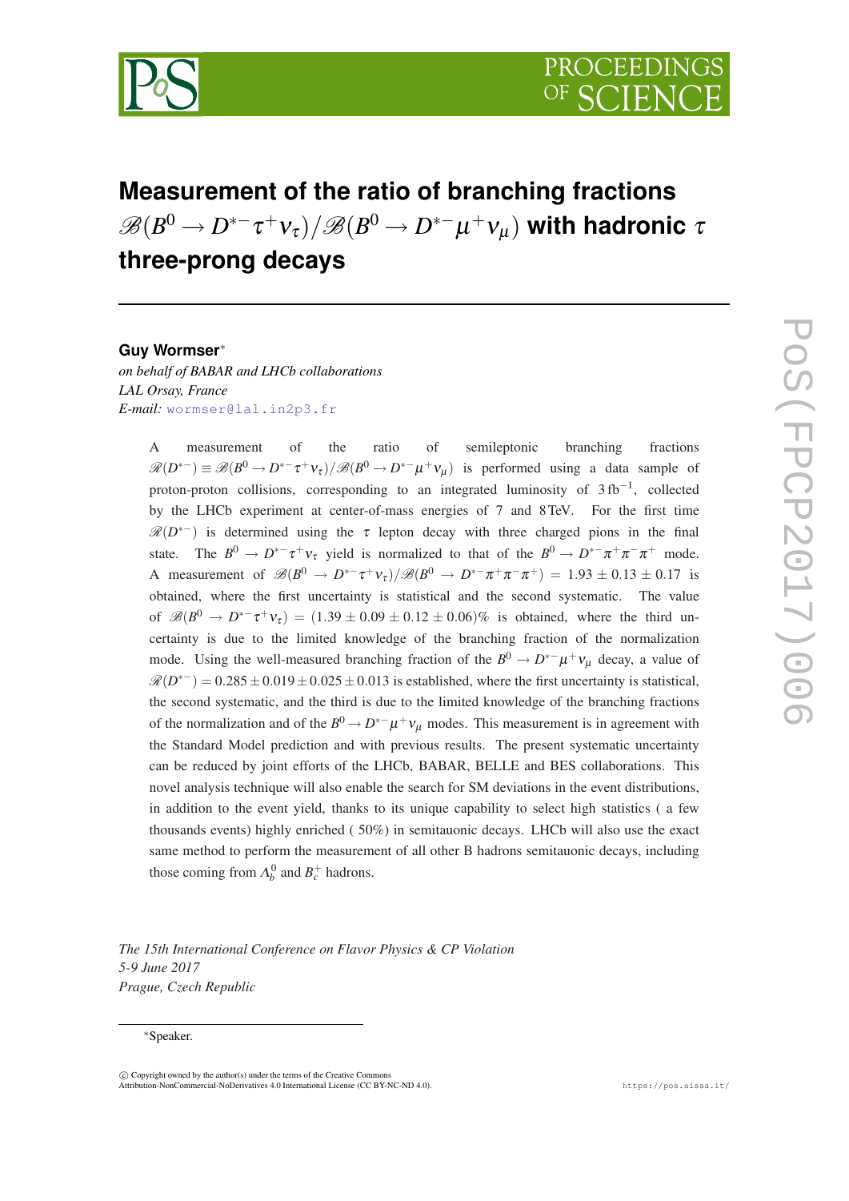# Measurement of the ratio of branching fractions $\mathscr{B}(B^0 \to D^{*-}\tau^+\nu_\tau)/\mathscr{B}(B^0 \to D^{*-}\mu^+\nu_\mu)$ with hadronic $\tau$ three-prong decays

**Guy Wormser***

*on behalf of BABAR and LHCb collaborations*
*LAL Orsay, France*
*E-mail:* wormser@lal.in2p3.fr

A measurement of the ratio of semileptonic branching fractions $\mathscr{R}(D^{*-}) \equiv \mathscr{B}(B^0 \to D^{*-}\tau^+\nu_\tau)/\mathscr{B}(B^0 \to D^{*-}\mu^+\nu_\mu)$ is performed using a data sample of proton-proton collisions, corresponding to an integrated luminosity of $3\,\text{fb}^{-1}$, collected by the LHCb experiment at center-of-mass energies of 7 and 8 TeV. For the first time $\mathscr{R}(D^{*-})$ is determined using the $\tau$ lepton decay with three charged pions in the final state. The $B^0 \to D^{*-}\tau^+\nu_\tau$ yield is normalized to that of the $B^0 \to D^{*-}\pi^+\pi^-\pi^+$ mode. A measurement of $\mathscr{B}(B^0 \to D^{*-}\tau^+\nu_\tau)/\mathscr{B}(B^0 \to D^{*-}\pi^+\pi^-\pi^+) = 1.93 \pm 0.13 \pm 0.17$ is obtained, where the first uncertainty is statistical and the second systematic. The value of $\mathscr{B}(B^0 \to D^{*-}\tau^+\nu_\tau) = (1.39 \pm 0.09 \pm 0.12 \pm 0.06)\%$ is obtained, where the third uncertainty is due to the limited knowledge of the branching fraction of the normalization mode. Using the well-measured branching fraction of the $B^0 \to D^{*-}\mu^+\nu_\mu$ decay, a value of $\mathscr{R}(D^{*-}) = 0.285 \pm 0.019 \pm 0.025 \pm 0.013$ is established, where the first uncertainty is statistical, the second systematic, and the third is due to the limited knowledge of the branching fractions of the normalization and of the $B^0 \to D^{*-}\mu^+\nu_\mu$ modes. This measurement is in agreement with the Standard Model prediction and with previous results. The present systematic uncertainty can be reduced by joint efforts of the LHCb, BABAR, BELLE and BES collaborations. This novel analysis technique will also enable the search for SM deviations in the event distributions, in addition to the event yield, thanks to its unique capability to select high statistics ( a few thousands events) highly enriched ( 50%) in semitauonic decays. LHCb will also use the exact same method to perform the measurement of all other B hadrons semitauonic decays, including those coming from $\Lambda_b^0$ and $B_c^+$ hadrons.

*The 15th International Conference on Flavor Physics & CP Violation*
*5-9 June 2017*
*Prague, Czech Republic*

*Speaker.

© Copyright owned by the author(s) under the terms of the Creative Commons Attribution-NonCommercial-NoDerivatives 4.0 International License (CC BY-NC-ND 4.0).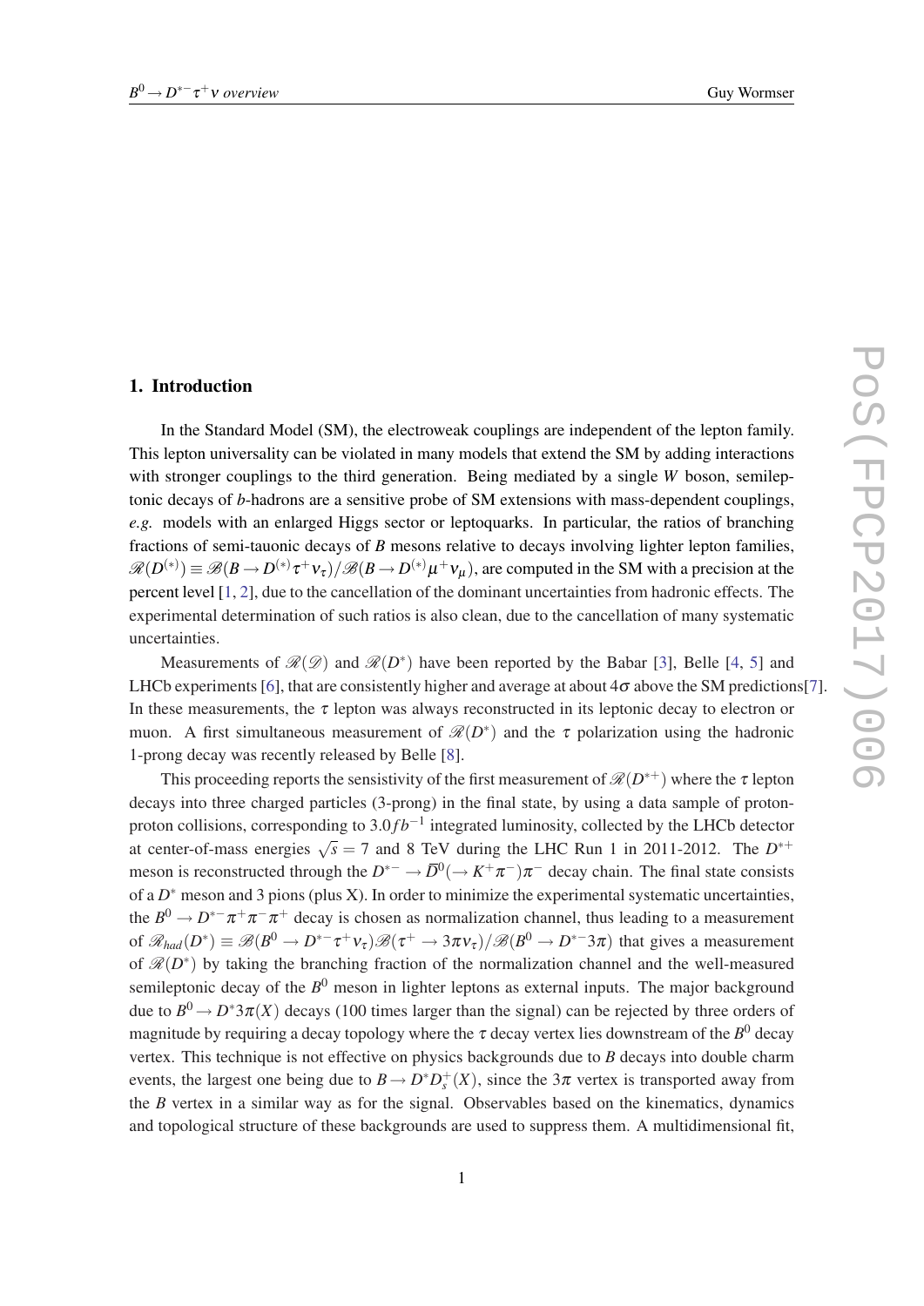## 1. Introduction

In the Standard Model (SM), the electroweak couplings are independent of the lepton family. This lepton universality can be violated in many models that extend the SM by adding interactions with stronger couplings to the third generation. Being mediated by a single $W$ boson, semileptonic decays of $b$-hadrons are a sensitive probe of SM extensions with mass-dependent couplings, *e.g.* models with an enlarged Higgs sector or leptoquarks. In particular, the ratios of branching fractions of semi-tauonic decays of $B$ mesons relative to decays involving lighter lepton families, $\mathscr{R}(D^{(*)}) \equiv \mathscr{B}(B \to D^{(*)}\tau^+\nu_\tau)/\mathscr{B}(B \to D^{(*)}\mu^+\nu_\mu)$, are computed in the SM with a precision at the percent level [1, 2], due to the cancellation of the dominant uncertainties from hadronic effects. The experimental determination of such ratios is also clean, due to the cancellation of many systematic uncertainties.

Measurements of $\mathscr{R}(\mathscr{D})$ and $\mathscr{R}(D^*)$ have been reported by the Babar [3], Belle [4, 5] and LHCb experiments [6], that are consistently higher and average at about $4\sigma$ above the SM predictions[7]. In these measurements, the $\tau$ lepton was always reconstructed in its leptonic decay to electron or muon. A first simultaneous measurement of $\mathscr{R}(D^*)$ and the $\tau$ polarization using the hadronic 1-prong decay was recently released by Belle [8].

This proceeding reports the sensistivity of the first measurement of $\mathscr{R}(D^{*+})$ where the $\tau$ lepton decays into three charged particles (3-prong) in the final state, by using a data sample of proton-proton collisions, corresponding to $3.0 fb^{-1}$ integrated luminosity, collected by the LHCb detector at center-of-mass energies $\sqrt{s} = 7$ and 8 TeV during the LHC Run 1 in 2011-2012. The $D^{*+}$ meson is reconstructed through the $D^{*-} \to \overline{D}^0(\to K^+\pi^-)\pi^-$ decay chain. The final state consists of a $D^*$ meson and 3 pions (plus X). In order to minimize the experimental systematic uncertainties, the $B^0 \to D^{*-}\pi^+\pi^-\pi^+$ decay is chosen as normalization channel, thus leading to a measurement of $\mathscr{R}_{had}(D^*) \equiv \mathscr{B}(B^0 \to D^{*-}\tau^+\nu_\tau)\mathscr{B}(\tau^+ \to 3\pi\nu_\tau)/\mathscr{B}(B^0 \to D^{*-}3\pi)$ that gives a measurement of $\mathscr{R}(D^*)$ by taking the branching fraction of the normalization channel and the well-measured semileptonic decay of the $B^0$ meson in lighter leptons as external inputs. The major background due to $B^0 \to D^*3\pi(X)$ decays (100 times larger than the signal) can be rejected by three orders of magnitude by requiring a decay topology where the $\tau$ decay vertex lies downstream of the $B^0$ decay vertex. This technique is not effective on physics backgrounds due to $B$ decays into double charm events, the largest one being due to $B \to D^*D_s^+(X)$, since the $3\pi$ vertex is transported away from the $B$ vertex in a similar way as for the signal. Observables based on the kinematics, dynamics and topological structure of these backgrounds are used to suppress them. A multidimensional fit,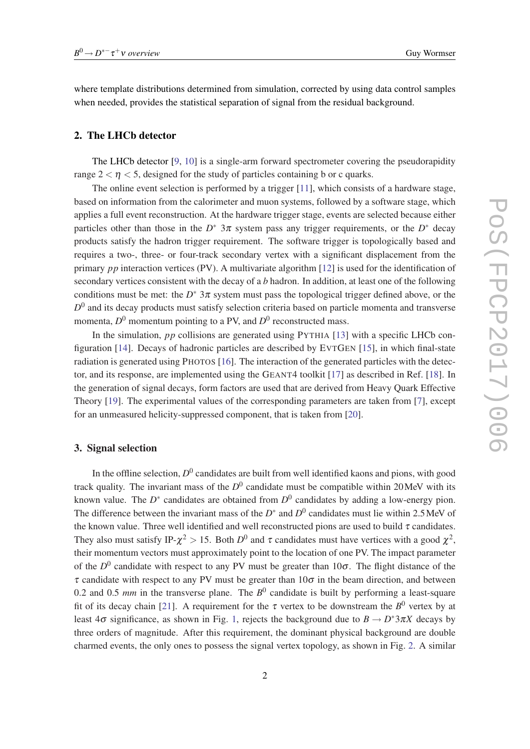where template distributions determined from simulation, corrected by using data control samples when needed, provides the statistical separation of signal from the residual background.

## 2. The LHCb detector

The LHCb detector [9, 10] is a single-arm forward spectrometer covering the pseudorapidity range $2 < \eta < 5$, designed for the study of particles containing b or c quarks.

The online event selection is performed by a trigger [11], which consists of a hardware stage, based on information from the calorimeter and muon systems, followed by a software stage, which applies a full event reconstruction. At the hardware trigger stage, events are selected because either particles other than those in the $D^*$ $3\pi$ system pass any trigger requirements, or the $D^*$ decay products satisfy the hadron trigger requirement. The software trigger is topologically based and requires a two-, three- or four-track secondary vertex with a significant displacement from the primary $pp$ interaction vertices (PV). A multivariate algorithm [12] is used for the identification of secondary vertices consistent with the decay of a $b$ hadron. In addition, at least one of the following conditions must be met: the $D^*$ $3\pi$ system must pass the topological trigger defined above, or the $D^0$ and its decay products must satisfy selection criteria based on particle momenta and transverse momenta, $D^0$ momentum pointing to a PV, and $D^0$ reconstructed mass.

In the simulation, $pp$ collisions are generated using PYTHIA [13] with a specific LHCb configuration [14]. Decays of hadronic particles are described by EVTGEN [15], in which final-state radiation is generated using PHOTOS [16]. The interaction of the generated particles with the detector, and its response, are implemented using the GEANT4 toolkit [17] as described in Ref. [18]. In the generation of signal decays, form factors are used that are derived from Heavy Quark Effective Theory [19]. The experimental values of the corresponding parameters are taken from [7], except for an unmeasured helicity-suppressed component, that is taken from [20].

## 3. Signal selection

In the offline selection, $D^0$ candidates are built from well identified kaons and pions, with good track quality. The invariant mass of the $D^0$ candidate must be compatible within 20 MeV with its known value. The $D^*$ candidates are obtained from $D^0$ candidates by adding a low-energy pion. The difference between the invariant mass of the $D^*$ and $D^0$ candidates must lie within 2.5 MeV of the known value. Three well identified and well reconstructed pions are used to build $\tau$ candidates. They also must satisfy IP-$\chi^2 > 15$. Both $D^0$ and $\tau$ candidates must have vertices with a good $\chi^2$, their momentum vectors must approximately point to the location of one PV. The impact parameter of the $D^0$ candidate with respect to any PV must be greater than $10\sigma$. The flight distance of the $\tau$ candidate with respect to any PV must be greater than $10\sigma$ in the beam direction, and between 0.2 and 0.5 *mm* in the transverse plane. The $B^0$ candidate is built by performing a least-square fit of its decay chain [21]. A requirement for the $\tau$ vertex to be downstream the $B^0$ vertex by at least $4\sigma$ significance, as shown in Fig. 1, rejects the background due to $B \to D^* 3\pi X$ decays by three orders of magnitude. After this requirement, the dominant physical background are double charmed events, the only ones to possess the signal vertex topology, as shown in Fig. 2. A similar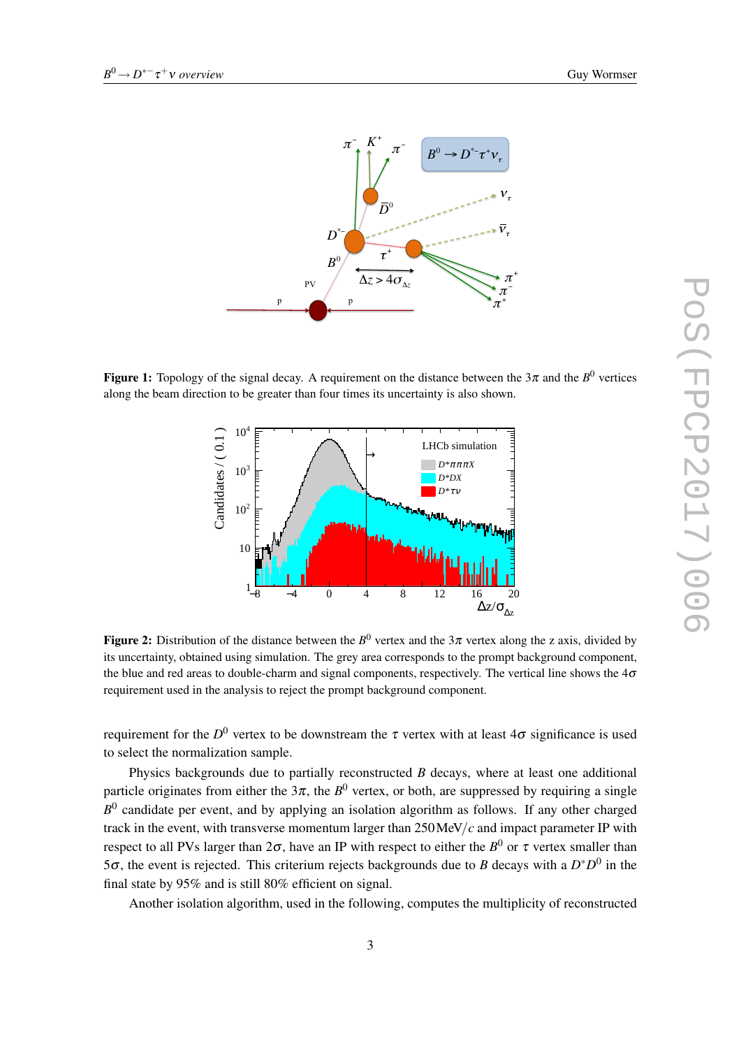**Figure 1:** Topology of the signal decay. A requirement on the distance between the $3\pi$ and the $B^0$ vertices along the beam direction to be greater than four times its uncertainty is also shown.

**Figure 2:** Distribution of the distance between the $B^0$ vertex and the $3\pi$ vertex along the z axis, divided by its uncertainty, obtained using simulation. The grey area corresponds to the prompt background component, the blue and red areas to double-charm and signal components, respectively. The vertical line shows the $4\sigma$ requirement used in the analysis to reject the prompt background component.

requirement for the $D^0$ vertex to be downstream the $\tau$ vertex with at least $4\sigma$ significance is used to select the normalization sample.

Physics backgrounds due to partially reconstructed $B$ decays, where at least one additional particle originates from either the $3\pi$, the $B^0$ vertex, or both, are suppressed by requiring a single $B^0$ candidate per event, and by applying an isolation algorithm as follows. If any other charged track in the event, with transverse momentum larger than $250\,\mathrm{MeV}/c$ and impact parameter IP with respect to all PVs larger than $2\sigma$, have an IP with respect to either the $B^0$ or $\tau$ vertex smaller than $5\sigma$, the event is rejected. This criterium rejects backgrounds due to $B$ decays with a $D^*D^0$ in the final state by 95% and is still 80% efficient on signal.

Another isolation algorithm, used in the following, computes the multiplicity of reconstructed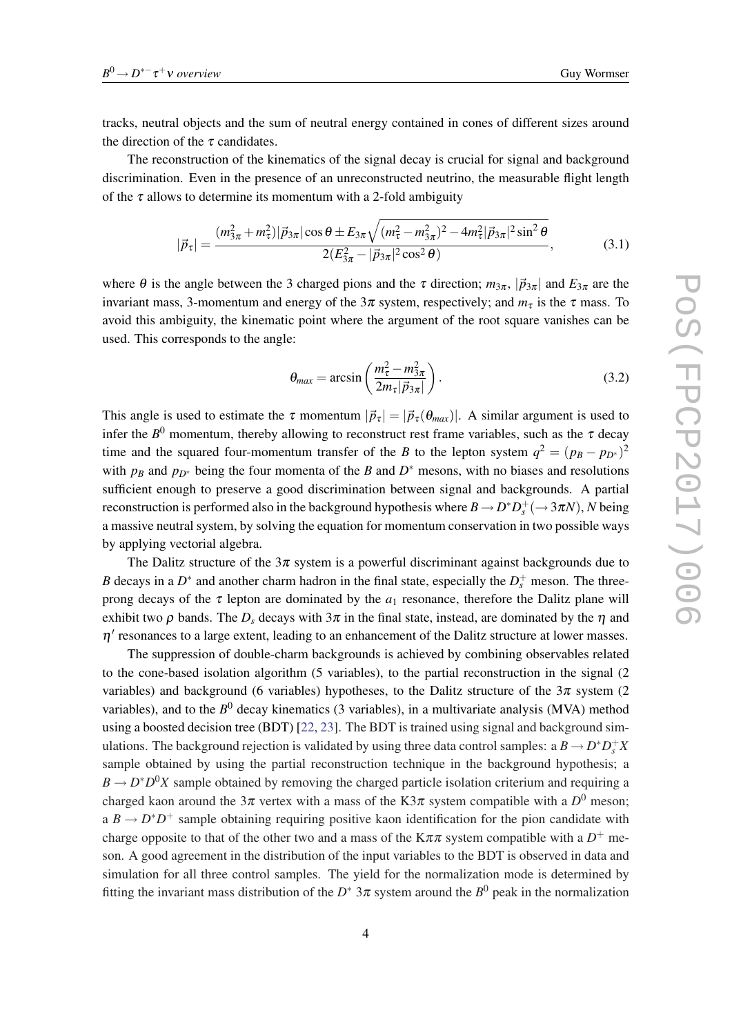tracks, neutral objects and the sum of neutral energy contained in cones of different sizes around the direction of the $\tau$ candidates.

The reconstruction of the kinematics of the signal decay is crucial for signal and background discrimination. Even in the presence of an unreconstructed neutrino, the measurable flight length of the $\tau$ allows to determine its momentum with a 2-fold ambiguity

$$|\vec{p}_\tau| = \frac{(m_{3\pi}^2 + m_\tau^2)|\vec{p}_{3\pi}|\cos\theta \pm E_{3\pi}\sqrt{(m_\tau^2 - m_{3\pi}^2)^2 - 4m_\tau^2|\vec{p}_{3\pi}|^2\sin^2\theta}}{2(E_{3\pi}^2 - |\vec{p}_{3\pi}|^2\cos^2\theta)}, \tag{3.1}$$

where $\theta$ is the angle between the 3 charged pions and the $\tau$ direction; $m_{3\pi}$, $|\vec{p}_{3\pi}|$ and $E_{3\pi}$ are the invariant mass, 3-momentum and energy of the $3\pi$ system, respectively; and $m_\tau$ is the $\tau$ mass. To avoid this ambiguity, the kinematic point where the argument of the root square vanishes can be used. This corresponds to the angle:

$$\theta_{max} = \arcsin\left(\frac{m_\tau^2 - m_{3\pi}^2}{2m_\tau|\vec{p}_{3\pi}|}\right). \tag{3.2}$$

This angle is used to estimate the $\tau$ momentum $|\vec{p}_\tau| = |\vec{p}_\tau(\theta_{max})|$. A similar argument is used to infer the $B^0$ momentum, thereby allowing to reconstruct rest frame variables, such as the $\tau$ decay time and the squared four-momentum transfer of the $B$ to the lepton system $q^2 = (p_B - p_{D^*})^2$ with $p_B$ and $p_{D^*}$ being the four momenta of the $B$ and $D^*$ mesons, with no biases and resolutions sufficient enough to preserve a good discrimination between signal and backgrounds. A partial reconstruction is performed also in the background hypothesis where $B \to D^* D_s^+ (\to 3\pi N)$, $N$ being a massive neutral system, by solving the equation for momentum conservation in two possible ways by applying vectorial algebra.

The Dalitz structure of the $3\pi$ system is a powerful discriminant against backgrounds due to $B$ decays in a $D^*$ and another charm hadron in the final state, especially the $D_s^+$ meson. The three-prong decays of the $\tau$ lepton are dominated by the $a_1$ resonance, therefore the Dalitz plane will exhibit two $\rho$ bands. The $D_s$ decays with $3\pi$ in the final state, instead, are dominated by the $\eta$ and $\eta'$ resonances to a large extent, leading to an enhancement of the Dalitz structure at lower masses.

The suppression of double-charm backgrounds is achieved by combining observables related to the cone-based isolation algorithm (5 variables), to the partial reconstruction in the signal (2 variables) and background (6 variables) hypotheses, to the Dalitz structure of the $3\pi$ system (2 variables), and to the $B^0$ decay kinematics (3 variables), in a multivariate analysis (MVA) method using a boosted decision tree (BDT) [22, 23]. The BDT is trained using signal and background simulations. The background rejection is validated by using three data control samples: a $B \to D^* D_s^+ X$ sample obtained by using the partial reconstruction technique in the background hypothesis; a $B \to D^* D^0 X$ sample obtained by removing the charged particle isolation criterium and requiring a charged kaon around the $3\pi$ vertex with a mass of the K$3\pi$ system compatible with a $D^0$ meson; a $B \to D^* D^+$ sample obtaining requiring positive kaon identification for the pion candidate with charge opposite to that of the other two and a mass of the K$\pi\pi$ system compatible with a $D^+$ meson. A good agreement in the distribution of the input variables to the BDT is observed in data and simulation for all three control samples. The yield for the normalization mode is determined by fitting the invariant mass distribution of the $D^*$ $3\pi$ system around the $B^0$ peak in the normalization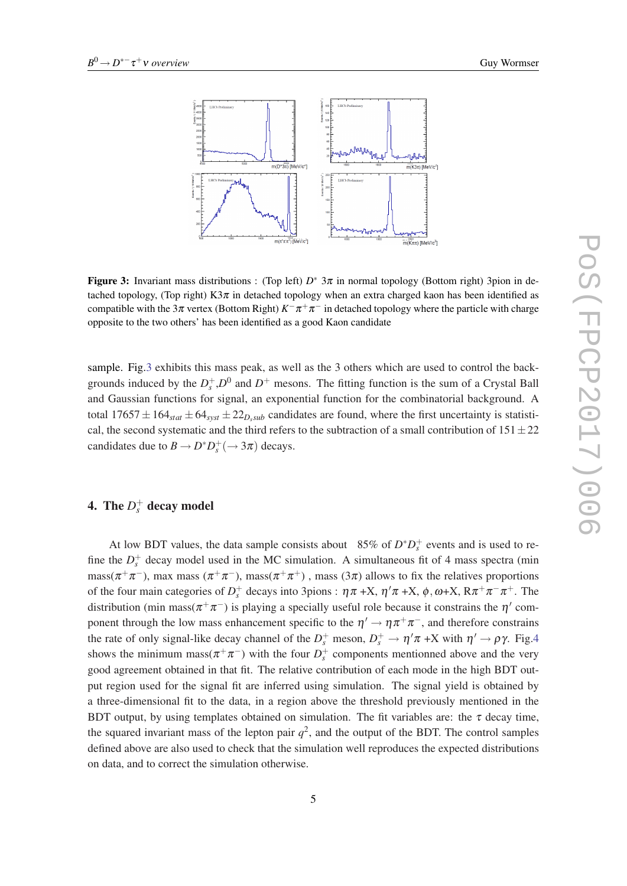**Figure 3:** Invariant mass distributions : (Top left) $D^*$ $3\pi$ in normal topology (Bottom right) 3pion in detached topology, (Top right) K$3\pi$ in detached topology when an extra charged kaon has been identified as compatible with the $3\pi$ vertex (Bottom Right) $K^-\pi^+\pi^-$ in detached topology where the particle with charge opposite to the two others' has been identified as a good Kaon candidate

sample. Fig.3 exhibits this mass peak, as well as the 3 others which are used to control the backgrounds induced by the $D_s^+$,$D^0$ and $D^+$ mesons. The fitting function is the sum of a Crystal Ball and Gaussian functions for signal, an exponential function for the combinatorial background. A total $17657 \pm 164_{stat} \pm 64_{syst} \pm 22_{D_s sub}$ candidates are found, where the first uncertainty is statistical, the second systematic and the third refers to the subtraction of a small contribution of $151 \pm 22$ candidates due to $B \to D^* D_s^+ (\to 3\pi)$ decays.

## 4. The $D_s^+$ decay model

At low BDT values, the data sample consists about 85% of $D^* D_s^+$ events and is used to refine the $D_s^+$ decay model used in the MC simulation. A simultaneous fit of 4 mass spectra (min mass($\pi^+\pi^-$), max mass ($\pi^+\pi^-$), mass($\pi^+\pi^+$) , mass ($3\pi$) allows to fix the relatives proportions of the four main categories of $D_s^+$ decays into 3pions : $\eta\pi$ +X, $\eta'\pi$ +X, $\phi,\omega$+X, R$\pi^+\pi^-\pi^+$. The distribution (min mass($\pi^+\pi^-$) is playing a specially useful role because it constrains the $\eta'$ component through the low mass enhancement specific to the $\eta' \to \eta\pi^+\pi^-$, and therefore constrains the rate of only signal-like decay channel of the $D_s^+$ meson, $D_s^+ \to \eta'\pi$ +X with $\eta' \to \rho\gamma$. Fig.4 shows the minimum mass($\pi^+\pi^-$) with the four $D_s^+$ components mentionned above and the very good agreement obtained in that fit. The relative contribution of each mode in the high BDT output region used for the signal fit are inferred using simulation. The signal yield is obtained by a three-dimensional fit to the data, in a region above the threshold previously mentioned in the BDT output, by using templates obtained on simulation. The fit variables are: the $\tau$ decay time, the squared invariant mass of the lepton pair $q^2$, and the output of the BDT. The control samples defined above are also used to check that the simulation well reproduces the expected distributions on data, and to correct the simulation otherwise.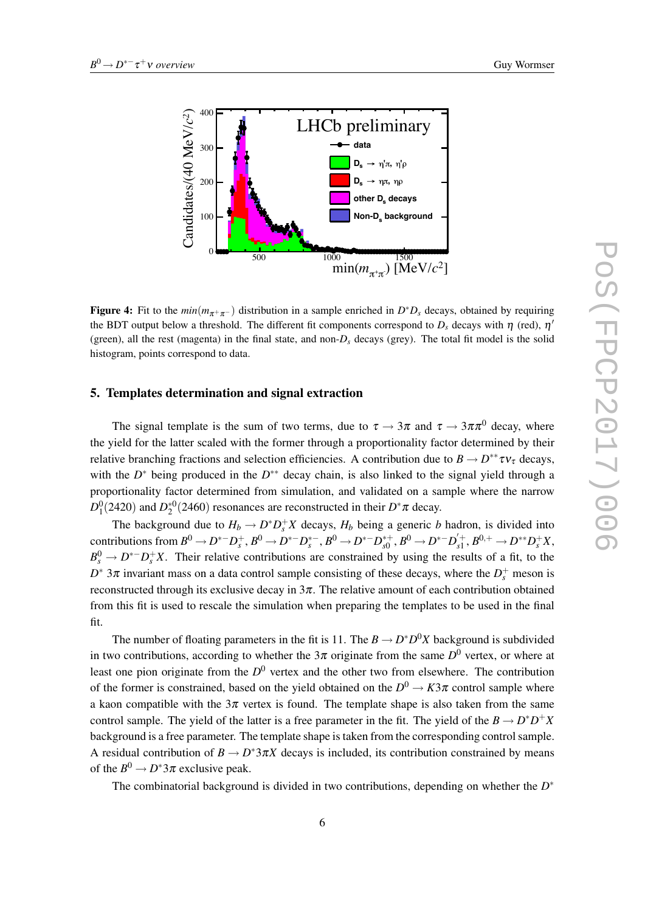**Figure 4:** Fit to the $min(m_{\pi^+\pi^-})$ distribution in a sample enriched in $D^*D_s$ decays, obtained by requiring the BDT output below a threshold. The different fit components correspond to $D_s$ decays with $\eta$ (red), $\eta'$ (green), all the rest (magenta) in the final state, and non-$D_s$ decays (grey). The total fit model is the solid histogram, points correspond to data.

## 5. Templates determination and signal extraction

The signal template is the sum of two terms, due to $\tau \to 3\pi$ and $\tau \to 3\pi\pi^0$ decay, where the yield for the latter scaled with the former through a proportionality factor determined by their relative branching fractions and selection efficiencies. A contribution due to $B \to D^{**}\tau\nu_\tau$ decays, with the $D^*$ being produced in the $D^{**}$ decay chain, is also linked to the signal yield through a proportionality factor determined from simulation, and validated on a sample where the narrow $D_1^0(2420)$ and $D_2^{*0}(2460)$ resonances are reconstructed in their $D^*\pi$ decay.

The background due to $H_b \to D^*D_s^+X$ decays, $H_b$ being a generic $b$ hadron, is divided into contributions from $B^0 \to D^{*-}D_s^+$, $B^0 \to D^{*-}D_s^{*-}$, $B^0 \to D^{*-}D_{s0}^{*+}$, $B^0 \to D^{*-}D_{s1}^{'+}$, $B^{0,+} \to D^{**}D_s^+X$, $B_s^0 \to D^{*-}D_s^+X$. Their relative contributions are constrained by using the results of a fit, to the $D^*$ $3\pi$ invariant mass on a data control sample consisting of these decays, where the $D_s^+$ meson is reconstructed through its exclusive decay in $3\pi$. The relative amount of each contribution obtained from this fit is used to rescale the simulation when preparing the templates to be used in the final fit.

The number of floating parameters in the fit is 11. The $B \to D^*D^0X$ background is subdivided in two contributions, according to whether the $3\pi$ originate from the same $D^0$ vertex, or where at least one pion originate from the $D^0$ vertex and the other two from elsewhere. The contribution of the former is constrained, based on the yield obtained on the $D^0 \to K3\pi$ control sample where a kaon compatible with the $3\pi$ vertex is found. The template shape is also taken from the same control sample. The yield of the latter is a free parameter in the fit. The yield of the $B \to D^*D^+X$ background is a free parameter. The template shape is taken from the corresponding control sample. A residual contribution of $B \to D^*3\pi X$ decays is included, its contribution constrained by means of the $B^0 \to D^*3\pi$ exclusive peak.

The combinatorial background is divided in two contributions, depending on whether the $D^*$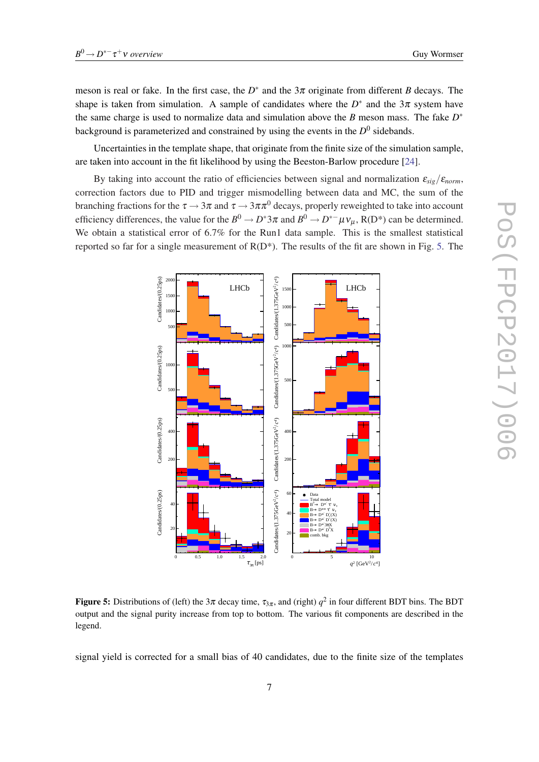meson is real or fake. In the first case, the $D^*$ and the $3\pi$ originate from different $B$ decays. The shape is taken from simulation. A sample of candidates where the $D^*$ and the $3\pi$ system have the same charge is used to normalize data and simulation above the $B$ meson mass. The fake $D^*$ background is parameterized and constrained by using the events in the $D^0$ sidebands.

Uncertainties in the template shape, that originate from the finite size of the simulation sample, are taken into account in the fit likelihood by using the Beeston-Barlow procedure [24].

By taking into account the ratio of efficiencies between signal and normalization $\varepsilon_{sig}/\varepsilon_{norm}$, correction factors due to PID and trigger mismodelling between data and MC, the sum of the branching fractions for the $\tau \to 3\pi$ and $\tau \to 3\pi\pi^0$ decays, properly reweighted to take into account efficiency differences, the value for the $B^0 \to D^* 3\pi$ and $B^0 \to D^{*-}\mu\nu_\mu$, R(D*) can be determined. We obtain a statistical error of 6.7% for the Run1 data sample. This is the smallest statistical reported so far for a single measurement of R(D*). The results of the fit are shown in Fig. 5. The

**Figure 5:** Distributions of (left) the $3\pi$ decay time, $\tau_{3\pi}$, and (right) $q^2$ in four different BDT bins. The BDT output and the signal purity increase from top to bottom. The various fit components are described in the legend.

signal yield is corrected for a small bias of 40 candidates, due to the finite size of the templates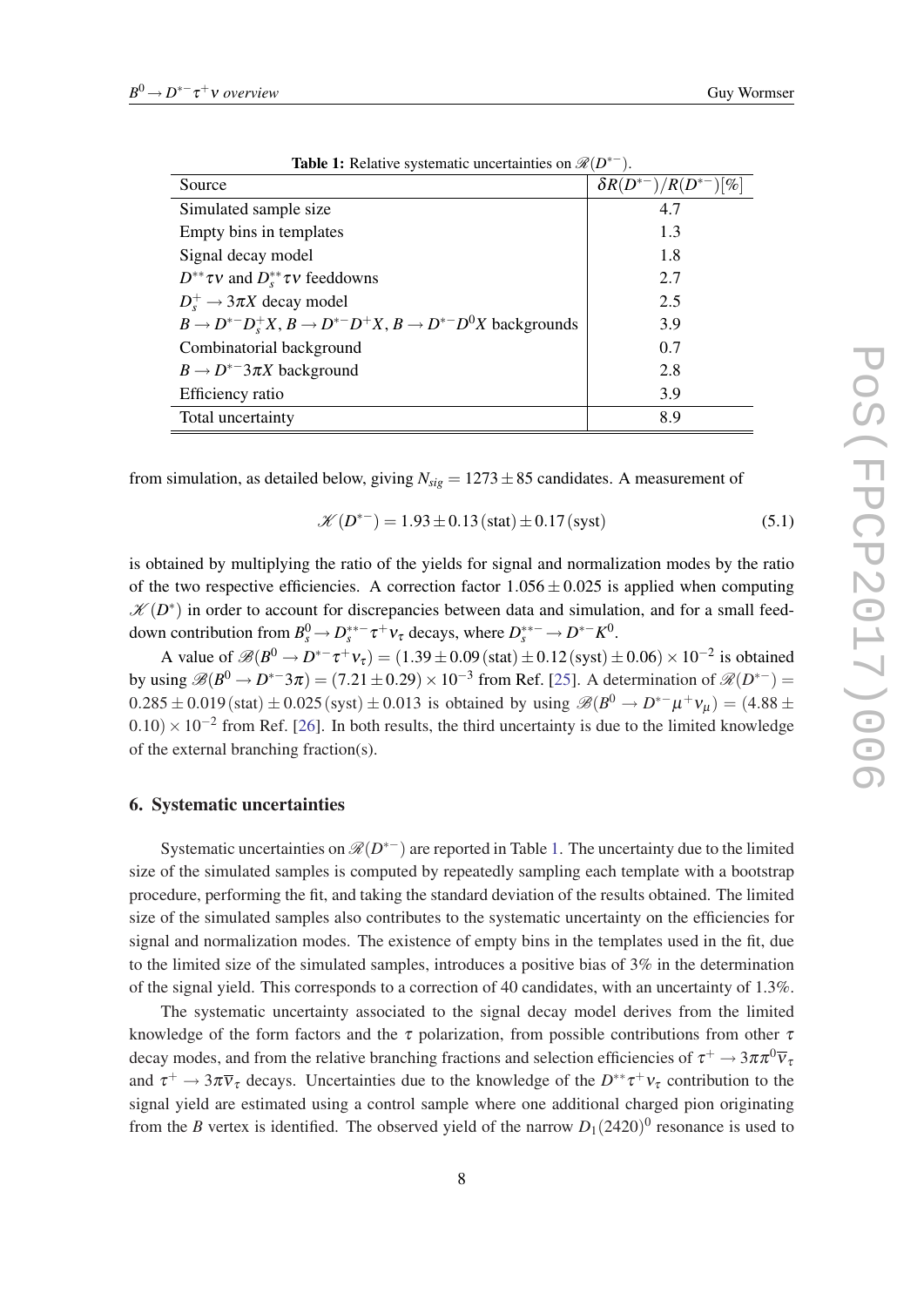**Table 1:** Relative systematic uncertainties on $\mathscr{R}(D^{*-})$.

| Source | $\delta R(D^{*-})/R(D^{*-})[\%]$ |
|---|---|
| Simulated sample size | 4.7 |
| Empty bins in templates | 1.3 |
| Signal decay model | 1.8 |
| $D^{**}\tau\nu$ and $D_s^{**}\tau\nu$ feeddowns | 2.7 |
| $D_s^+ \to 3\pi X$ decay model | 2.5 |
| $B \to D^{*-}D_s^+X$, $B \to D^{*-}D^+X$, $B \to D^{*-}D^0X$ backgrounds | 3.9 |
| Combinatorial background | 0.7 |
| $B \to D^{*-}3\pi X$ background | 2.8 |
| Efficiency ratio | 3.9 |
| Total uncertainty | 8.9 |

from simulation, as detailed below, giving $N_{sig} = 1273 \pm 85$ candidates. A measurement of

$$\mathscr{K}(D^{*-}) = 1.93 \pm 0.13\,(\text{stat}) \pm 0.17\,(\text{syst}) \tag{5.1}$$

is obtained by multiplying the ratio of the yields for signal and normalization modes by the ratio of the two respective efficiencies. A correction factor $1.056 \pm 0.025$ is applied when computing $\mathscr{K}(D^*)$ in order to account for discrepancies between data and simulation, and for a small feed-down contribution from $B_s^0 \to D_s^{**-}\tau^+\nu_\tau$ decays, where $D_s^{**-} \to D^{*-}K^0$.

A value of $\mathscr{B}(B^0 \to D^{*-}\tau^+\nu_\tau) = (1.39 \pm 0.09\,(\text{stat}) \pm 0.12\,(\text{syst}) \pm 0.06) \times 10^{-2}$ is obtained by using $\mathscr{B}(B^0 \to D^{*-}3\pi) = (7.21 \pm 0.29) \times 10^{-3}$ from Ref. [25]. A determination of $\mathscr{R}(D^{*-}) = 0.285 \pm 0.019\,(\text{stat}) \pm 0.025\,(\text{syst}) \pm 0.013$ is obtained by using $\mathscr{B}(B^0 \to D^{*-}\mu^+\nu_\mu) = (4.88 \pm 0.10) \times 10^{-2}$ from Ref. [26]. In both results, the third uncertainty is due to the limited knowledge of the external branching fraction(s).

## 6. Systematic uncertainties

Systematic uncertainties on $\mathscr{R}(D^{*-})$ are reported in Table 1. The uncertainty due to the limited size of the simulated samples is computed by repeatedly sampling each template with a bootstrap procedure, performing the fit, and taking the standard deviation of the results obtained. The limited size of the simulated samples also contributes to the systematic uncertainty on the efficiencies for signal and normalization modes. The existence of empty bins in the templates used in the fit, due to the limited size of the simulated samples, introduces a positive bias of 3% in the determination of the signal yield. This corresponds to a correction of 40 candidates, with an uncertainty of 1.3%.

The systematic uncertainty associated to the signal decay model derives from the limited knowledge of the form factors and the $\tau$ polarization, from possible contributions from other $\tau$ decay modes, and from the relative branching fractions and selection efficiencies of $\tau^+ \to 3\pi\pi^0\overline{\nu}_\tau$ and $\tau^+ \to 3\pi\overline{\nu}_\tau$ decays. Uncertainties due to the knowledge of the $D^{**}\tau^+\nu_\tau$ contribution to the signal yield are estimated using a control sample where one additional charged pion originating from the $B$ vertex is identified. The observed yield of the narrow $D_1(2420)^0$ resonance is used to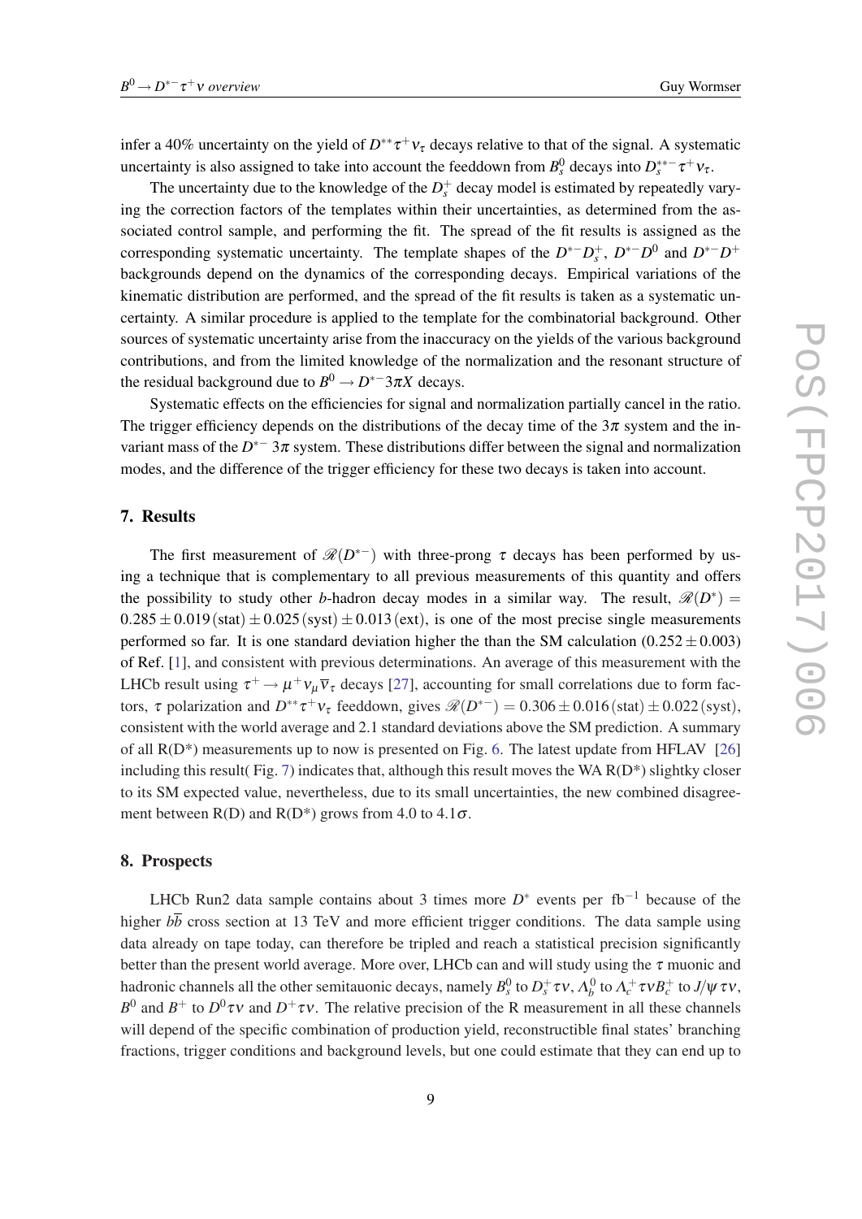infer a 40% uncertainty on the yield of $D^{**}\tau^+\nu_\tau$ decays relative to that of the signal. A systematic uncertainty is also assigned to take into account the feeddown from $B_s^0$ decays into $D_s^{**-}\tau^+\nu_\tau$.

The uncertainty due to the knowledge of the $D_s^+$ decay model is estimated by repeatedly varying the correction factors of the templates within their uncertainties, as determined from the associated control sample, and performing the fit. The spread of the fit results is assigned as the corresponding systematic uncertainty. The template shapes of the $D^{*-}D_s^+$, $D^{*-}D^0$ and $D^{*-}D^+$ backgrounds depend on the dynamics of the corresponding decays. Empirical variations of the kinematic distribution are performed, and the spread of the fit results is taken as a systematic uncertainty. A similar procedure is applied to the template for the combinatorial background. Other sources of systematic uncertainty arise from the inaccuracy on the yields of the various background contributions, and from the limited knowledge of the normalization and the resonant structure of the residual background due to $B^0 \to D^{*-}3\pi X$ decays.

Systematic effects on the efficiencies for signal and normalization partially cancel in the ratio. The trigger efficiency depends on the distributions of the decay time of the $3\pi$ system and the invariant mass of the $D^{*-}\ 3\pi$ system. These distributions differ between the signal and normalization modes, and the difference of the trigger efficiency for these two decays is taken into account.

## 7. Results

The first measurement of $\mathscr{R}(D^{*-})$ with three-prong $\tau$ decays has been performed by using a technique that is complementary to all previous measurements of this quantity and offers the possibility to study other $b$-hadron decay modes in a similar way. The result, $\mathscr{R}(D^*) = 0.285 \pm 0.019\,(\text{stat}) \pm 0.025\,(\text{syst}) \pm 0.013\,(\text{ext})$, is one of the most precise single measurements performed so far. It is one standard deviation higher the than the SM calculation ($0.252 \pm 0.003$) of Ref. [1], and consistent with previous determinations. An average of this measurement with the LHCb result using $\tau^+ \to \mu^+\nu_\mu\overline{\nu}_\tau$ decays [27], accounting for small correlations due to form factors, $\tau$ polarization and $D^{**}\tau^+\nu_\tau$ feeddown, gives $\mathscr{R}(D^{*-}) = 0.306 \pm 0.016\,(\text{stat}) \pm 0.022\,(\text{syst})$, consistent with the world average and 2.1 standard deviations above the SM prediction. A summary of all R(D*) measurements up to now is presented on Fig. 6. The latest update from HFLAV [26] including this result( Fig. 7) indicates that, although this result moves the WA R(D*) slightky closer to its SM expected value, nevertheless, due to its small uncertainties, the new combined disagreement between R(D) and R(D*) grows from 4.0 to 4.1$\sigma$.

## 8. Prospects

LHCb Run2 data sample contains about 3 times more $D^*$ events per $\text{fb}^{-1}$ because of the higher $b\overline{b}$ cross section at 13 TeV and more efficient trigger conditions. The data sample using data already on tape today, can therefore be tripled and reach a statistical precision significantly better than the present world average. More over, LHCb can and will study using the $\tau$ muonic and hadronic channels all the other semitauonic decays, namely $B_s^0$ to $D_s^+\tau\nu$, $\Lambda_b^0$ to $\Lambda_c^+\tau\nu B_c^+$ to $J/\psi\tau\nu$, $B^0$ and $B^+$ to $D^0\tau\nu$ and $D^+\tau\nu$. The relative precision of the R measurement in all these channels will depend of the specific combination of production yield, reconstructible final states' branching fractions, trigger conditions and background levels, but one could estimate that they can end up to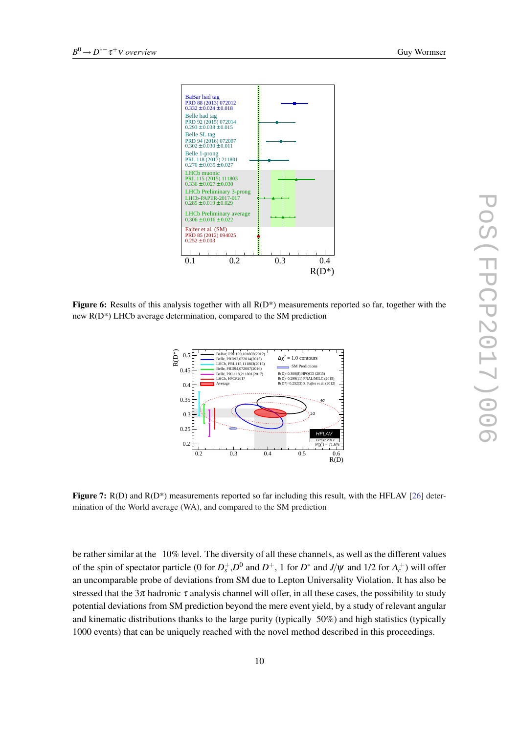**Figure 6:** Results of this analysis together with all R(D*) measurements reported so far, together with the new R(D*) LHCb average determination, compared to the SM prediction

**Figure 7:** R(D) and R(D*) measurements reported so far including this result, with the HFLAV [26] determination of the World average (WA), and compared to the SM prediction

be rather similar at the 10% level. The diversity of all these channels, as well as the different values of the spin of spectator particle (0 for $D_s^+$,$D^0$ and $D^+$, 1 for $D^*$ and $J/\psi$ and 1/2 for $\Lambda_c^+$) will offer an uncomparable probe of deviations from SM due to Lepton Universality Violation. It has also be stressed that the $3\pi$ hadronic $\tau$ analysis channel will offer, in all these cases, the possibility to study potential deviations from SM prediction beyond the mere event yield, by a study of relevant angular and kinematic distributions thanks to the large purity (typically 50%) and high statistics (typically 1000 events) that can be uniquely reached with the novel method described in this proceedings.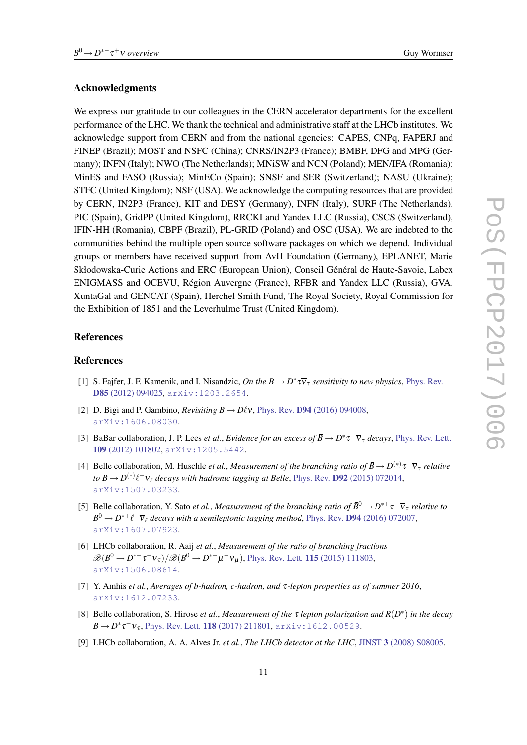## Acknowledgments

We express our gratitude to our colleagues in the CERN accelerator departments for the excellent performance of the LHC. We thank the technical and administrative staff at the LHCb institutes. We acknowledge support from CERN and from the national agencies: CAPES, CNPq, FAPERJ and FINEP (Brazil); MOST and NSFC (China); CNRS/IN2P3 (France); BMBF, DFG and MPG (Germany); INFN (Italy); NWO (The Netherlands); MNiSW and NCN (Poland); MEN/IFA (Romania); MinES and FASO (Russia); MinECo (Spain); SNSF and SER (Switzerland); NASU (Ukraine); STFC (United Kingdom); NSF (USA). We acknowledge the computing resources that are provided by CERN, IN2P3 (France), KIT and DESY (Germany), INFN (Italy), SURF (The Netherlands), PIC (Spain), GridPP (United Kingdom), RRCKI and Yandex LLC (Russia), CSCS (Switzerland), IFIN-HH (Romania), CBPF (Brazil), PL-GRID (Poland) and OSC (USA). We are indebted to the communities behind the multiple open source software packages on which we depend. Individual groups or members have received support from AvH Foundation (Germany), EPLANET, Marie Skłodowska-Curie Actions and ERC (European Union), Conseil Général de Haute-Savoie, Labex ENIGMASS and OCEVU, Région Auvergne (France), RFBR and Yandex LLC (Russia), GVA, XuntaGal and GENCAT (Spain), Herchel Smith Fund, The Royal Society, Royal Commission for the Exhibition of 1851 and the Leverhulme Trust (United Kingdom).

## References

## References

[1] S. Fajfer, J. F. Kamenik, and I. Nisandzic, *On the $B \to D^* \tau \overline{\nu}_\tau$ sensitivity to new physics*, Phys. Rev. **D85** (2012) 094025, arXiv:1203.2654.

[2] D. Bigi and P. Gambino, *Revisiting $B \to D\ell\nu$*, Phys. Rev. **D94** (2016) 094008, arXiv:1606.08030.

[3] BaBar collaboration, J. P. Lees *et al.*, *Evidence for an excess of $\bar{B} \to D^* \tau^- \overline{\nu}_\tau$ decays*, Phys. Rev. Lett. **109** (2012) 101802, arXiv:1205.5442.

[4] Belle collaboration, M. Huschle *et al.*, *Measurement of the branching ratio of $\bar{B} \to D^{(*)} \tau^- \overline{\nu}_\tau$ relative to $\bar{B} \to D^{(*)} \ell^- \overline{\nu}_\ell$ decays with hadronic tagging at Belle*, Phys. Rev. **D92** (2015) 072014, arXiv:1507.03233.

[5] Belle collaboration, Y. Sato *et al.*, *Measurement of the branching ratio of $\bar{B}^0 \to D^{*+} \tau^- \overline{\nu}_\tau$ relative to $\bar{B}^0 \to D^{*+} \ell^- \overline{\nu}_\ell$ decays with a semileptonic tagging method*, Phys. Rev. **D94** (2016) 072007, arXiv:1607.07923.

[6] LHCb collaboration, R. Aaij *et al.*, *Measurement of the ratio of branching fractions $\mathcal{B}(\bar{B}^0 \to D^{*+} \tau^- \overline{\nu}_\tau)/\mathcal{B}(\bar{B}^0 \to D^{*+} \mu^- \overline{\nu}_\mu)$*, Phys. Rev. Lett. **115** (2015) 111803, arXiv:1506.08614.

[7] Y. Amhis *et al.*, *Averages of b-hadron, c-hadron, and $\tau$-lepton properties as of summer 2016*, arXiv:1612.07233.

[8] Belle collaboration, S. Hirose *et al.*, *Measurement of the $\tau$ lepton polarization and $R(D^*)$ in the decay $\bar{B} \to D^* \tau^- \overline{\nu}_\tau$*, Phys. Rev. Lett. **118** (2017) 211801, arXiv:1612.00529.

[9] LHCb collaboration, A. A. Alves Jr. *et al.*, *The LHCb detector at the LHC*, JINST **3** (2008) S08005.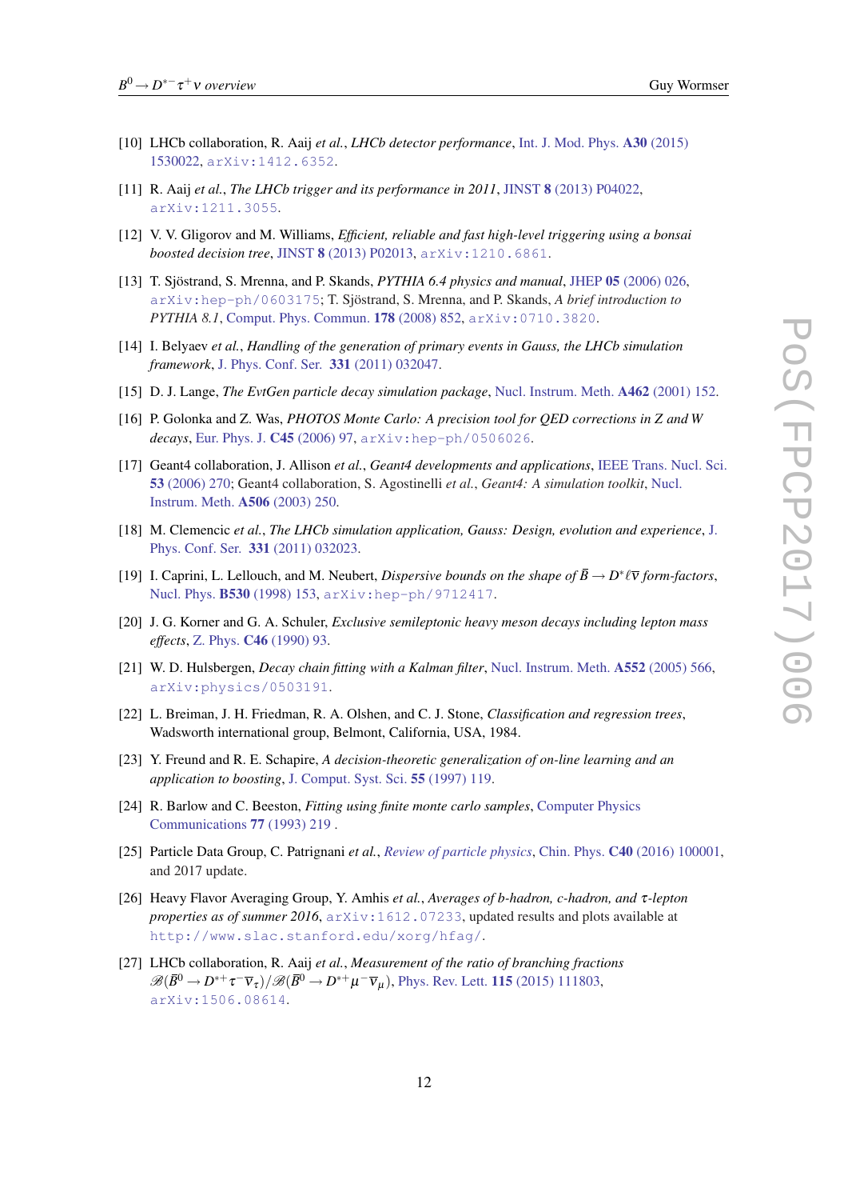[10] LHCb collaboration, R. Aaij *et al.*, *LHCb detector performance*, Int. J. Mod. Phys. **A30** (2015) 1530022, arXiv:1412.6352.

[11] R. Aaij *et al.*, *The LHCb trigger and its performance in 2011*, JINST **8** (2013) P04022, arXiv:1211.3055.

[12] V. V. Gligorov and M. Williams, *Efficient, reliable and fast high-level triggering using a bonsai boosted decision tree*, JINST **8** (2013) P02013, arXiv:1210.6861.

[13] T. Sjöstrand, S. Mrenna, and P. Skands, *PYTHIA 6.4 physics and manual*, JHEP **05** (2006) 026, arXiv:hep-ph/0603175; T. Sjöstrand, S. Mrenna, and P. Skands, *A brief introduction to PYTHIA 8.1*, Comput. Phys. Commun. **178** (2008) 852, arXiv:0710.3820.

[14] I. Belyaev *et al.*, *Handling of the generation of primary events in Gauss, the LHCb simulation framework*, J. Phys. Conf. Ser. **331** (2011) 032047.

[15] D. J. Lange, *The EvtGen particle decay simulation package*, Nucl. Instrum. Meth. **A462** (2001) 152.

[16] P. Golonka and Z. Was, *PHOTOS Monte Carlo: A precision tool for QED corrections in Z and W decays*, Eur. Phys. J. **C45** (2006) 97, arXiv:hep-ph/0506026.

[17] Geant4 collaboration, J. Allison *et al.*, *Geant4 developments and applications*, IEEE Trans. Nucl. Sci. **53** (2006) 270; Geant4 collaboration, S. Agostinelli *et al.*, *Geant4: A simulation toolkit*, Nucl. Instrum. Meth. **A506** (2003) 250.

[18] M. Clemencic *et al.*, *The LHCb simulation application, Gauss: Design, evolution and experience*, J. Phys. Conf. Ser. **331** (2011) 032023.

[19] I. Caprini, L. Lellouch, and M. Neubert, *Dispersive bounds on the shape of $\bar{B} \to D^{*}\ell\bar{\nu}$ form-factors*, Nucl. Phys. **B530** (1998) 153, arXiv:hep-ph/9712417.

[20] J. G. Korner and G. A. Schuler, *Exclusive semileptonic heavy meson decays including lepton mass effects*, Z. Phys. **C46** (1990) 93.

[21] W. D. Hulsbergen, *Decay chain fitting with a Kalman filter*, Nucl. Instrum. Meth. **A552** (2005) 566, arXiv:physics/0503191.

[22] L. Breiman, J. H. Friedman, R. A. Olshen, and C. J. Stone, *Classification and regression trees*, Wadsworth international group, Belmont, California, USA, 1984.

[23] Y. Freund and R. E. Schapire, *A decision-theoretic generalization of on-line learning and an application to boosting*, J. Comput. Syst. Sci. **55** (1997) 119.

[24] R. Barlow and C. Beeston, *Fitting using finite monte carlo samples*, Computer Physics Communications **77** (1993) 219 .

[25] Particle Data Group, C. Patrignani *et al.*, *Review of particle physics*, Chin. Phys. **C40** (2016) 100001, and 2017 update.

[26] Heavy Flavor Averaging Group, Y. Amhis *et al.*, *Averages of b-hadron, c-hadron, and $\tau$-lepton properties as of summer 2016*, arXiv:1612.07233, updated results and plots available at http://www.slac.stanford.edu/xorg/hfag/.

[27] LHCb collaboration, R. Aaij *et al.*, *Measurement of the ratio of branching fractions $\mathcal{B}(\bar{B}^0 \to D^{*+}\tau^-\bar{\nu}_\tau)/\mathcal{B}(\bar{B}^0 \to D^{*+}\mu^-\bar{\nu}_\mu)$*, Phys. Rev. Lett. **115** (2015) 111803, arXiv:1506.08614.